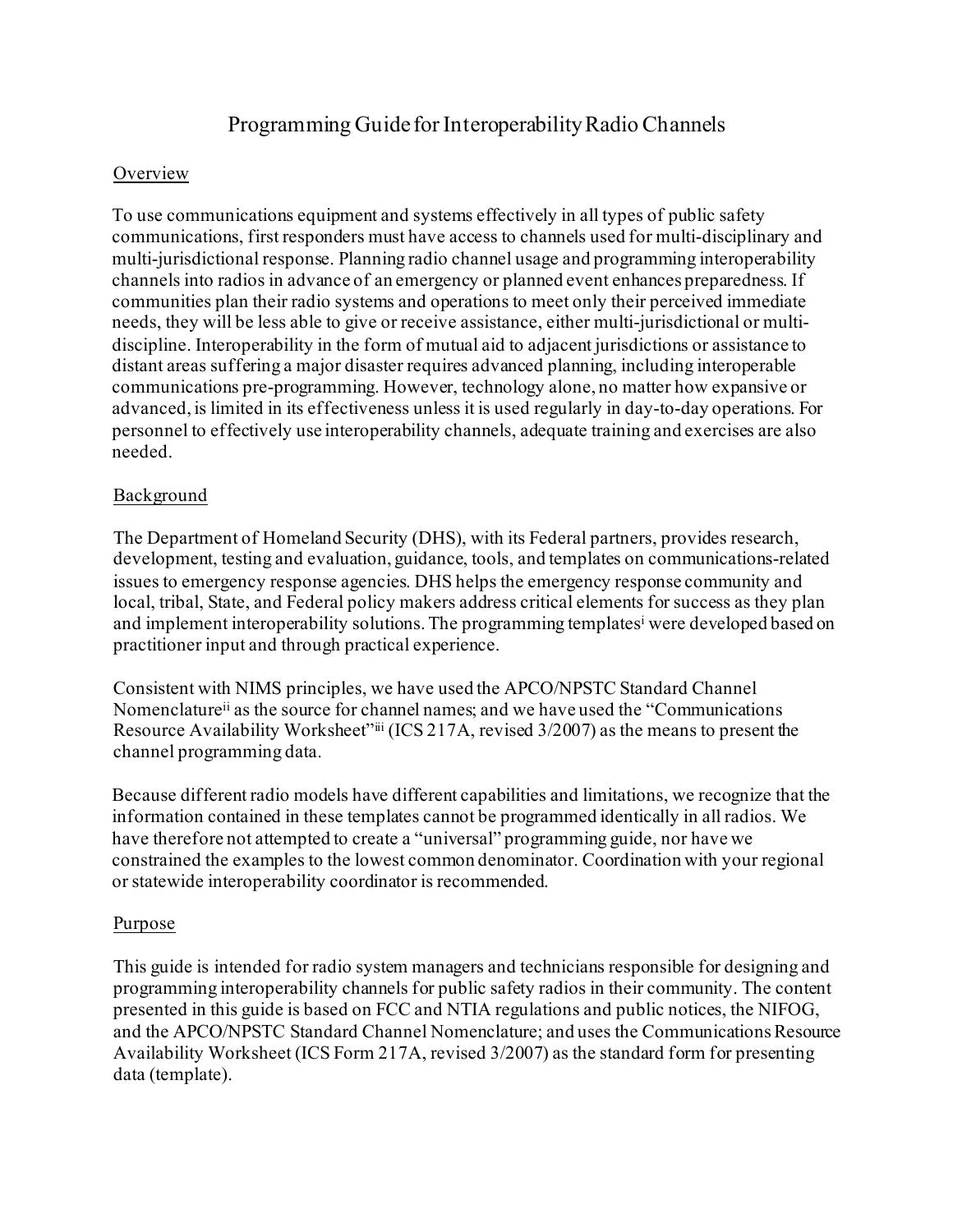# Programming Guide for Interoperability Radio Channels

## Overview

To use communications equipment and systems effectively in all types of public safety communications, first responders must have access to channels used for multi-disciplinary and multi-jurisdictional response. Planning radio channel usage and programming interoperability channels into radios in advance of an emergency or planned event enhances preparedness. If communities plan their radio systems and operations to meet only their perceived immediate needs, they will be less able to give or receive assistance, either multi-jurisdictional or multi-discipline. Interoperability in the form of mutual aid to adjacent jurisdictions or assistance to distant areas suffering a major disaster requires advanced planning, including interoperable communications pre-programming. However, technology alone, no matter how expansive or advanced, is limited in its effectiveness unless it is used regularly in day-to-day operations. For personnel to effectively use interoperability channels, adequate training and exercises are also needed.

## Background

The Department of Homeland Security (DHS), with its Federal partners, provides research, development, testing and evaluation, guidance, tools, and templates on communications-related issues to emergency response agencies. DHS helps the emergency response community and local, tribal, State, and Federal policy makers address critical elements for success as they plan and implement interoperability solutions. The programming templates[i] were developed based on practitioner input and through practical experience.

Consistent with NIMS principles, we have used the APCO/NPSTC Standard Channel Nomenclature[ii] as the source for channel names; and we have used the "Communications Resource Availability Worksheet"[iii] (ICS 217A, revised 3/2007) as the means to present the channel programming data.

Because different radio models have different capabilities and limitations, we recognize that the information contained in these templates cannot be programmed identically in all radios. We have therefore not attempted to create a "universal" programming guide, nor have we constrained the examples to the lowest common denominator. Coordination with your regional or statewide interoperability coordinator is recommended.

## Purpose

This guide is intended for radio system managers and technicians responsible for designing and programming interoperability channels for public safety radios in their community. The content presented in this guide is based on FCC and NTIA regulations and public notices, the NIFOG, and the APCO/NPSTC Standard Channel Nomenclature; and uses the Communications Resource Availability Worksheet (ICS Form 217A, revised 3/2007) as the standard form for presenting data (template).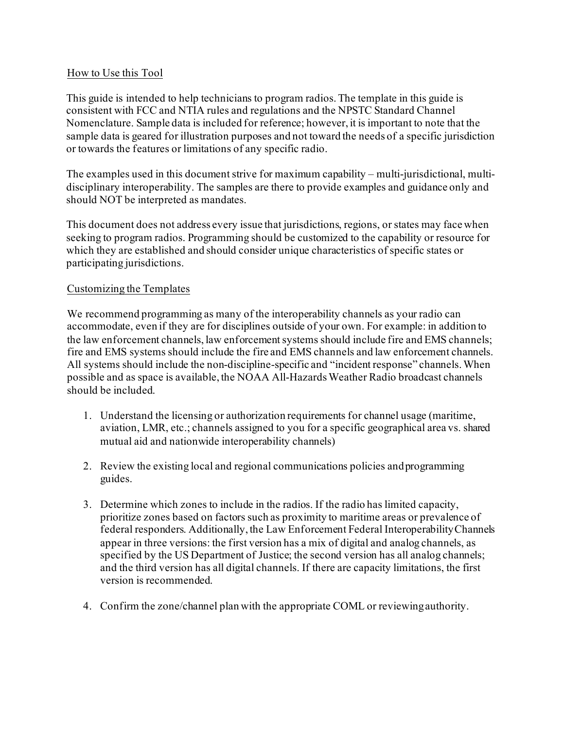## How to Use this Tool

This guide is intended to help technicians to program radios. The template in this guide is consistent with FCC and NTIA rules and regulations and the NPSTC Standard Channel Nomenclature. Sample data is included for reference; however, it is important to note that the sample data is geared for illustration purposes and not toward the needs of a specific jurisdiction or towards the features or limitations of any specific radio.

The examples used in this document strive for maximum capability – multi-jurisdictional, multi-disciplinary interoperability. The samples are there to provide examples and guidance only and should NOT be interpreted as mandates.

This document does not address every issue that jurisdictions, regions, or states may face when seeking to program radios. Programming should be customized to the capability or resource for which they are established and should consider unique characteristics of specific states or participating jurisdictions.

## Customizing the Templates

We recommend programming as many of the interoperability channels as your radio can accommodate, even if they are for disciplines outside of your own. For example: in addition to the law enforcement channels, law enforcement systems should include fire and EMS channels; fire and EMS systems should include the fire and EMS channels and law enforcement channels. All systems should include the non-discipline-specific and "incident response" channels. When possible and as space is available, the NOAA All-Hazards Weather Radio broadcast channels should be included.

1. Understand the licensing or authorization requirements for channel usage (maritime, aviation, LMR, etc.; channels assigned to you for a specific geographical area vs. shared mutual aid and nationwide interoperability channels)

2. Review the existing local and regional communications policies and programming guides.

3. Determine which zones to include in the radios. If the radio has limited capacity, prioritize zones based on factors such as proximity to maritime areas or prevalence of federal responders. Additionally, the Law Enforcement Federal Interoperability Channels appear in three versions: the first version has a mix of digital and analog channels, as specified by the US Department of Justice; the second version has all analog channels; and the third version has all digital channels. If there are capacity limitations, the first version is recommended.

4. Confirm the zone/channel plan with the appropriate COML or reviewing authority.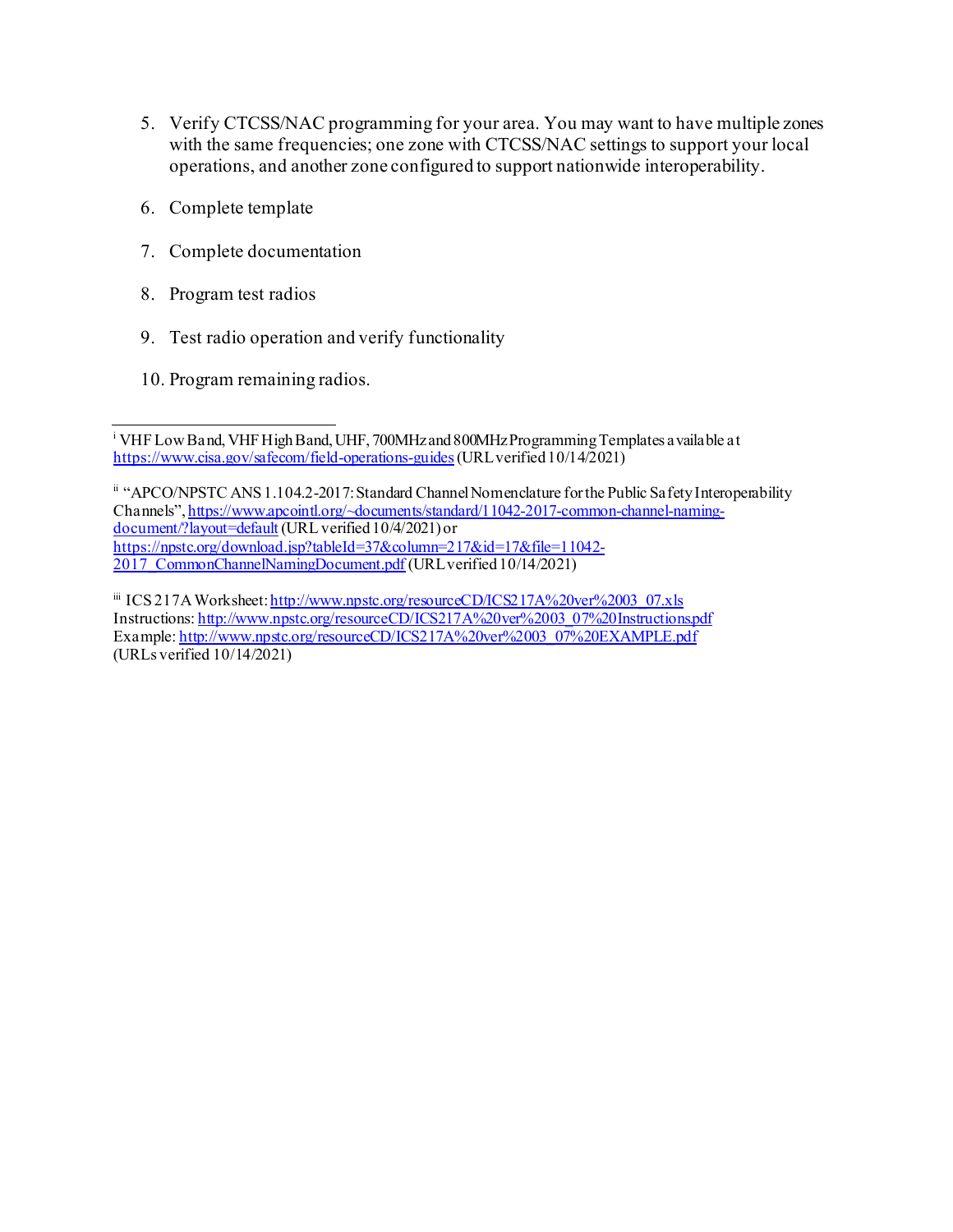5. Verify CTCSS/NAC programming for your area. You may want to have multiple zones with the same frequencies; one zone with CTCSS/NAC settings to support your local operations, and another zone configured to support nationwide interoperability.

6. Complete template

7. Complete documentation

8. Program test radios

9. Test radio operation and verify functionality

10. Program remaining radios.

---

[i] VHF Low Band, VHF High Band, UHF, 700MHz and 800MHz Programming Templates available at https://www.cisa.gov/safecom/field-operations-guides (URL verified 10/14/2021)

[ii] "APCO/NPSTC ANS 1.104.2-2017: Standard Channel Nomenclature for the Public Safety Interoperability Channels", https://www.apcointl.org/~documents/standard/11042-2017-common-channel-naming-document/?layout=default (URL verified 10/4/2021) or https://npstc.org/download.jsp?tableId=37&column=217&id=17&file=11042-2017_CommonChannelNamingDocument.pdf (URL verified 10/14/2021)

[iii] ICS 217A Worksheet: http://www.npstc.org/resourceCD/ICS217A%20ver%2003_07.xls
Instructions: http://www.npstc.org/resourceCD/ICS217A%20ver%2003_07%20Instructions.pdf
Example: http://www.npstc.org/resourceCD/ICS217A%20ver%2003_07%20EXAMPLE.pdf
(URLs verified 10/14/2021)